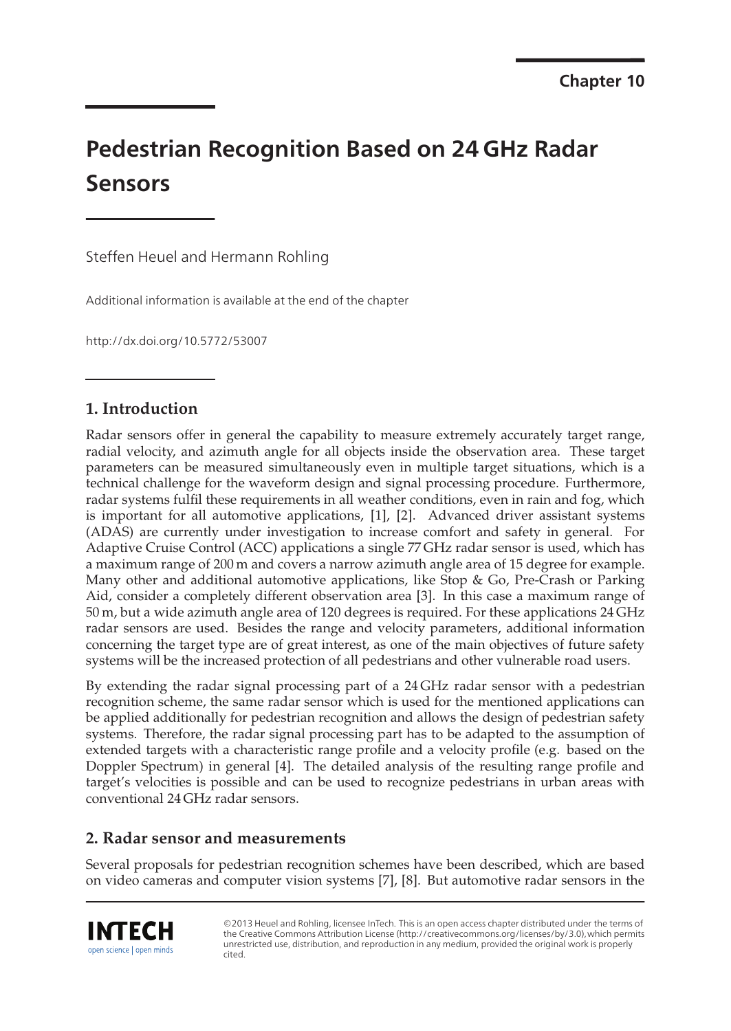Chapter 10

# Pedestrian Recognition Based on 24 GHz Radar Sensors

Steffen Heuel and Hermann Rohling

Additional information is available at the end of the chapter

http://dx.doi.org/10.5772/53007

## 1. Introduction

Radar sensors offer in general the capability to measure extremely accurately target range, radial velocity, and azimuth angle for all objects inside the observation area. These target parameters can be measured simultaneously even in multiple target situations, which is a technical challenge for the waveform design and signal processing procedure. Furthermore, radar systems fulfil these requirements in all weather conditions, even in rain and fog, which is important for all automotive applications, [1], [2]. Advanced driver assistant systems (ADAS) are currently under investigation to increase comfort and safety in general. For Adaptive Cruise Control (ACC) applications a single 77 GHz radar sensor is used, which has a maximum range of 200 m and covers a narrow azimuth angle area of 15 degree for example. Many other and additional automotive applications, like Stop & Go, Pre-Crash or Parking Aid, consider a completely different observation area [3]. In this case a maximum range of 50 m, but a wide azimuth angle area of 120 degrees is required. For these applications 24 GHz radar sensors are used. Besides the range and velocity parameters, additional information concerning the target type are of great interest, as one of the main objectives of future safety systems will be the increased protection of all pedestrians and other vulnerable road users.

By extending the radar signal processing part of a 24 GHz radar sensor with a pedestrian recognition scheme, the same radar sensor which is used for the mentioned applications can be applied additionally for pedestrian recognition and allows the design of pedestrian safety systems. Therefore, the radar signal processing part has to be adapted to the assumption of extended targets with a characteristic range profile and a velocity profile (e.g. based on the Doppler Spectrum) in general [4]. The detailed analysis of the resulting range profile and target's velocities is possible and can be used to recognize pedestrians in urban areas with conventional 24 GHz radar sensors.

## 2. Radar sensor and measurements

Several proposals for pedestrian recognition schemes have been described, which are based on video cameras and computer vision systems [7], [8]. But automotive radar sensors in the

©2013 Heuel and Rohling, licensee InTech. This is an open access chapter distributed under the terms of the Creative Commons Attribution License (http://creativecommons.org/licenses/by/3.0),which permits unrestricted use, distribution, and reproduction in any medium, provided the original work is properly cited.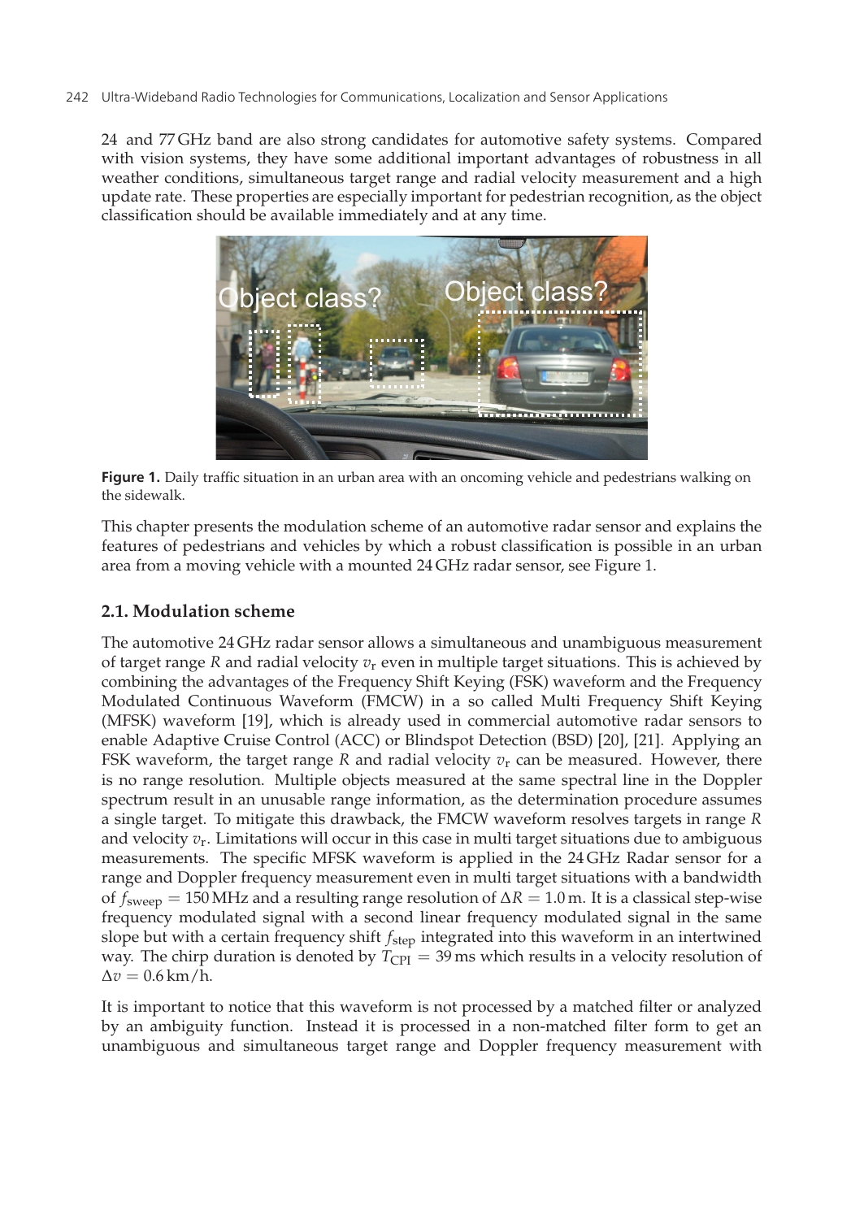24 and 77 GHz band are also strong candidates for automotive safety systems. Compared with vision systems, they have some additional important advantages of robustness in all weather conditions, simultaneous target range and radial velocity measurement and a high update rate. These properties are especially important for pedestrian recognition, as the object classification should be available immediately and at any time.

**Figure 1.** Daily traffic situation in an urban area with an oncoming vehicle and pedestrians walking on the sidewalk.

This chapter presents the modulation scheme of an automotive radar sensor and explains the features of pedestrians and vehicles by which a robust classification is possible in an urban area from a moving vehicle with a mounted 24 GHz radar sensor, see Figure 1.

## 2.1. Modulation scheme

The automotive 24 GHz radar sensor allows a simultaneous and unambiguous measurement of target range $R$ and radial velocity $v_r$ even in multiple target situations. This is achieved by combining the advantages of the Frequency Shift Keying (FSK) waveform and the Frequency Modulated Continuous Waveform (FMCW) in a so called Multi Frequency Shift Keying (MFSK) waveform [19], which is already used in commercial automotive radar sensors to enable Adaptive Cruise Control (ACC) or Blindspot Detection (BSD) [20], [21]. Applying an FSK waveform, the target range $R$ and radial velocity $v_r$ can be measured. However, there is no range resolution. Multiple objects measured at the same spectral line in the Doppler spectrum result in an unusable range information, as the determination procedure assumes a single target. To mitigate this drawback, the FMCW waveform resolves targets in range $R$ and velocity $v_r$. Limitations will occur in this case in multi target situations due to ambiguous measurements. The specific MFSK waveform is applied in the 24 GHz Radar sensor for a range and Doppler frequency measurement even in multi target situations with a bandwidth of $f_{\text{sweep}} = 150\,\text{MHz}$ and a resulting range resolution of $\Delta R = 1.0\,\text{m}$. It is a classical step-wise frequency modulated signal with a second linear frequency modulated signal in the same slope but with a certain frequency shift $f_{\text{step}}$ integrated into this waveform in an intertwined way. The chirp duration is denoted by $T_{\text{CPI}} = 39\,\text{ms}$ which results in a velocity resolution of $\Delta v = 0.6\,\text{km/h}$.

It is important to notice that this waveform is not processed by a matched filter or analyzed by an ambiguity function. Instead it is processed in a non-matched filter form to get an unambiguous and simultaneous target range and Doppler frequency measurement with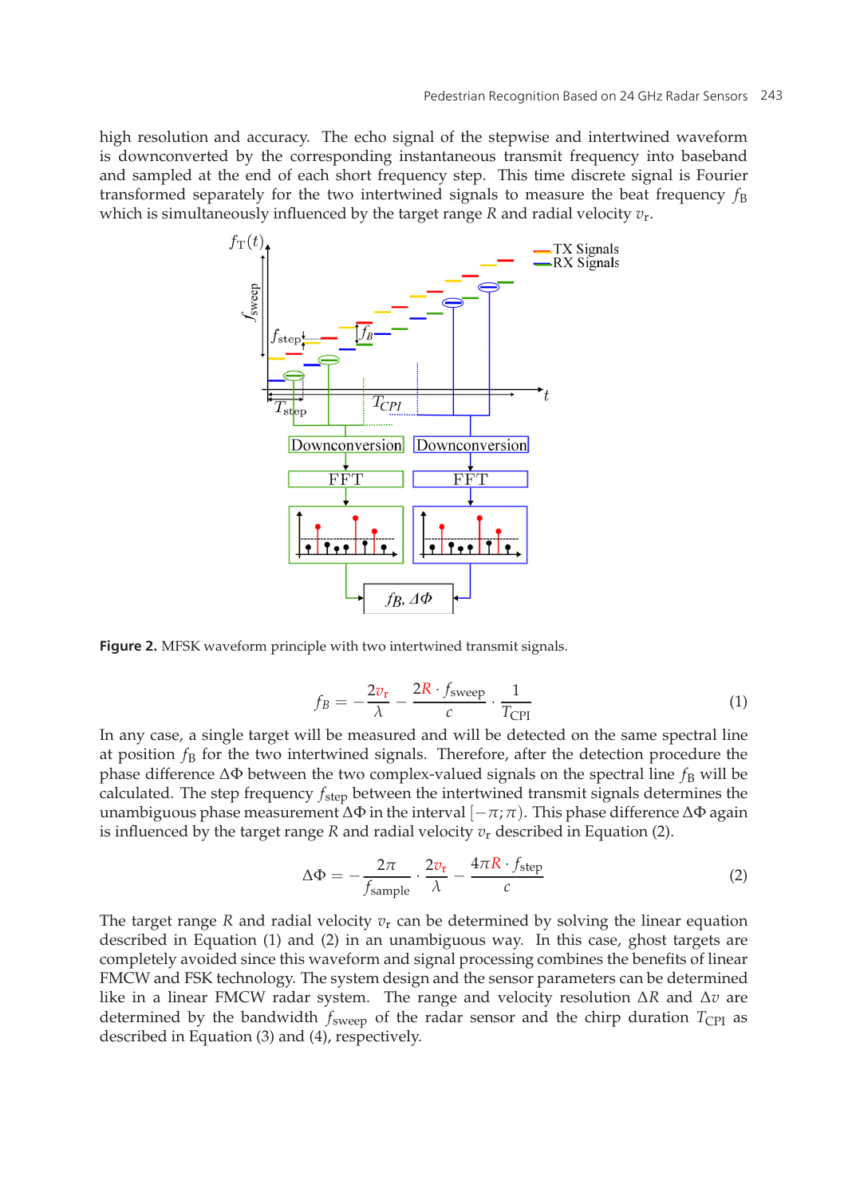high resolution and accuracy. The echo signal of the stepwise and intertwined waveform is downconverted by the corresponding instantaneous transmit frequency into baseband and sampled at the end of each short frequency step. This time discrete signal is Fourier transformed separately for the two intertwined signals to measure the beat frequency $f_B$ which is simultaneously influenced by the target range $R$ and radial velocity $v_r$.

**Figure 2.** MFSK waveform principle with two intertwined transmit signals.

$$f_B = -\frac{2v_r}{\lambda} - \frac{2R \cdot f_{sweep}}{c} \cdot \frac{1}{T_{CPI}} \tag{1}$$

In any case, a single target will be measured and will be detected on the same spectral line at position $f_B$ for the two intertwined signals. Therefore, after the detection procedure the phase difference $\Delta\Phi$ between the two complex-valued signals on the spectral line $f_B$ will be calculated. The step frequency $f_{step}$ between the intertwined transmit signals determines the unambiguous phase measurement $\Delta\Phi$ in the interval $[-\pi;\pi)$. This phase difference $\Delta\Phi$ again is influenced by the target range $R$ and radial velocity $v_r$ described in Equation (2).

$$\Delta\Phi = -\frac{2\pi}{f_{sample}} \cdot \frac{2v_r}{\lambda} - \frac{4\pi R \cdot f_{step}}{c} \tag{2}$$

The target range $R$ and radial velocity $v_r$ can be determined by solving the linear equation described in Equation (1) and (2) in an unambiguous way. In this case, ghost targets are completely avoided since this waveform and signal processing combines the benefits of linear FMCW and FSK technology. The system design and the sensor parameters can be determined like in a linear FMCW radar system. The range and velocity resolution $\Delta R$ and $\Delta v$ are determined by the bandwidth $f_{sweep}$ of the radar sensor and the chirp duration $T_{CPI}$ as described in Equation (3) and (4), respectively.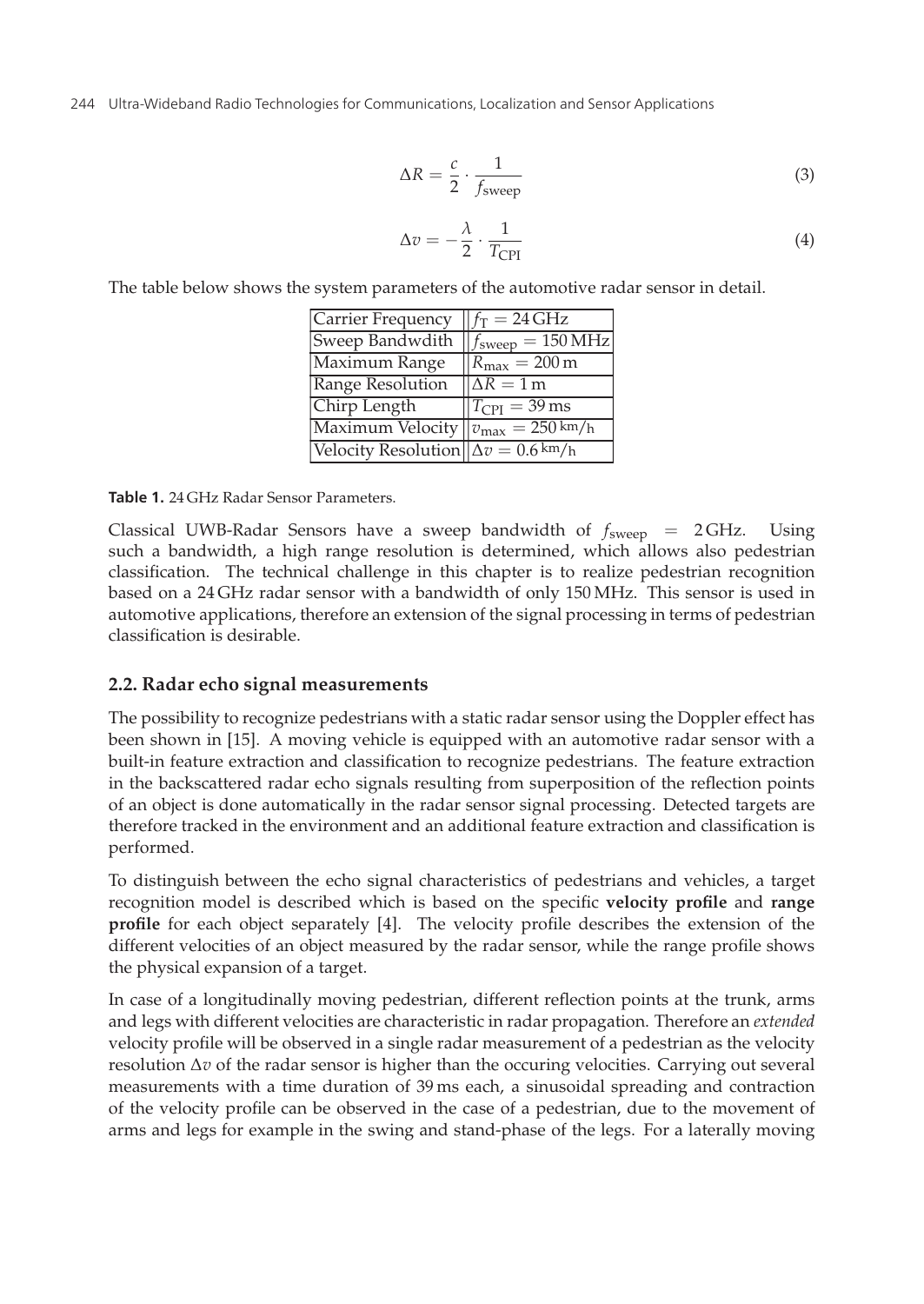$$\Delta R = \frac{c}{2} \cdot \frac{1}{f_{\text{sweep}}} \tag{3}$$

$$\Delta v = -\frac{\lambda}{2} \cdot \frac{1}{T_{\text{CPI}}} \tag{4}$$

The table below shows the system parameters of the automotive radar sensor in detail.

| | |
|---|---|
| Carrier Frequency | $f_T = 24\,\text{GHz}$ |
| Sweep Bandwdith | $f_{\text{sweep}} = 150\,\text{MHz}$ |
| Maximum Range | $R_{\max} = 200\,\text{m}$ |
| Range Resolution | $\Delta R = 1\,\text{m}$ |
| Chirp Length | $T_{\text{CPI}} = 39\,\text{ms}$ |
| Maximum Velocity | $v_{\max} = 250\,\text{km/h}$ |
| Velocity Resolution | $\Delta v = 0.6\,\text{km/h}$ |

**Table 1.** 24 GHz Radar Sensor Parameters.

Classical UWB-Radar Sensors have a sweep bandwidth of $f_{\text{sweep}} = 2\,\text{GHz}$. Using such a bandwidth, a high range resolution is determined, which allows also pedestrian classification. The technical challenge in this chapter is to realize pedestrian recognition based on a 24 GHz radar sensor with a bandwidth of only 150 MHz. This sensor is used in automotive applications, therefore an extension of the signal processing in terms of pedestrian classification is desirable.

## 2.2. Radar echo signal measurements

The possibility to recognize pedestrians with a static radar sensor using the Doppler effect has been shown in [15]. A moving vehicle is equipped with an automotive radar sensor with a built-in feature extraction and classification to recognize pedestrians. The feature extraction in the backscattered radar echo signals resulting from superposition of the reflection points of an object is done automatically in the radar sensor signal processing. Detected targets are therefore tracked in the environment and an additional feature extraction and classification is performed.

To distinguish between the echo signal characteristics of pedestrians and vehicles, a target recognition model is described which is based on the specific **velocity profile** and **range profile** for each object separately [4]. The velocity profile describes the extension of the different velocities of an object measured by the radar sensor, while the range profile shows the physical expansion of a target.

In case of a longitudinally moving pedestrian, different reflection points at the trunk, arms and legs with different velocities are characteristic in radar propagation. Therefore an *extended* velocity profile will be observed in a single radar measurement of a pedestrian as the velocity resolution $\Delta v$ of the radar sensor is higher than the occuring velocities. Carrying out several measurements with a time duration of 39 ms each, a sinusoidal spreading and contraction of the velocity profile can be observed in the case of a pedestrian, due to the movement of arms and legs for example in the swing and stand-phase of the legs. For a laterally moving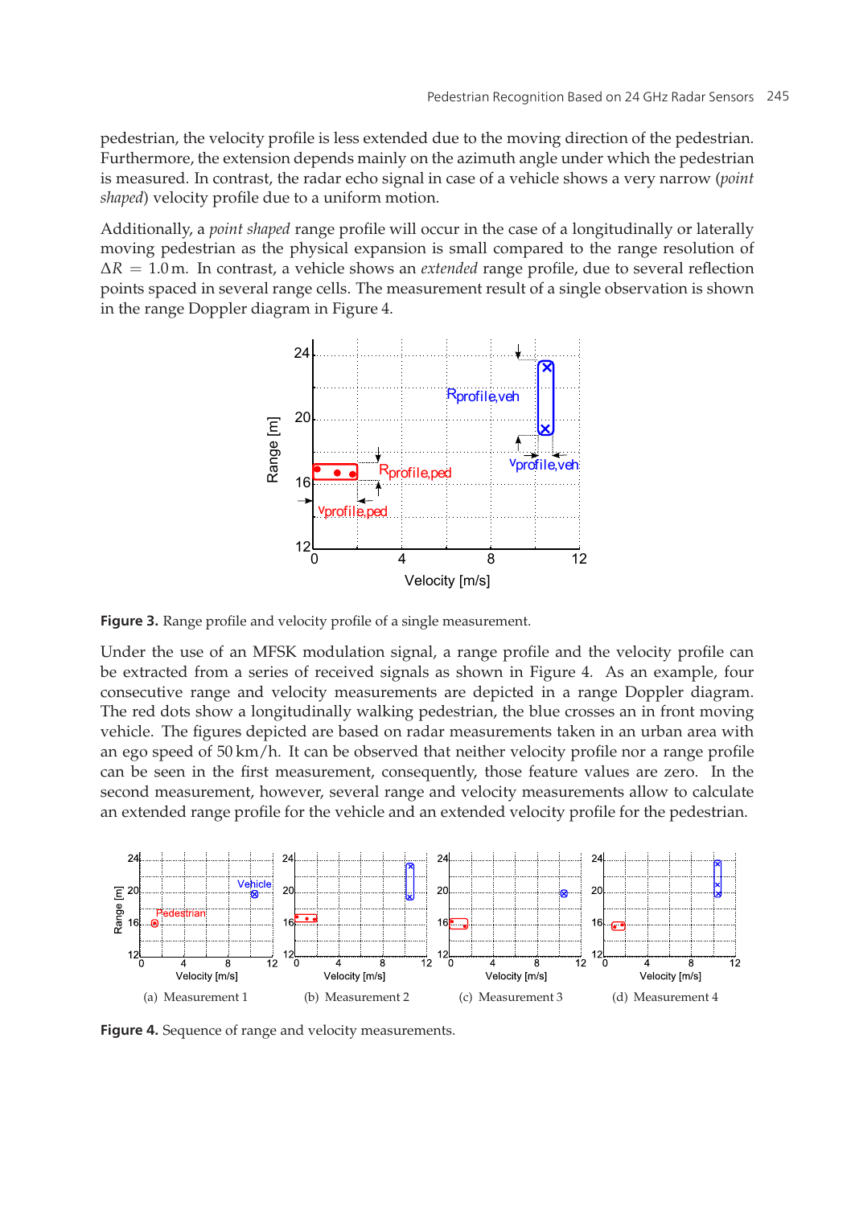pedestrian, the velocity profile is less extended due to the moving direction of the pedestrian. Furthermore, the extension depends mainly on the azimuth angle under which the pedestrian is measured. In contrast, the radar echo signal in case of a vehicle shows a very narrow (*point shaped*) velocity profile due to a uniform motion.

Additionally, a *point shaped* range profile will occur in the case of a longitudinally or laterally moving pedestrian as the physical expansion is small compared to the range resolution of $\Delta R = 1.0\,\text{m}$. In contrast, a vehicle shows an *extended* range profile, due to several reflection points spaced in several range cells. The measurement result of a single observation is shown in the range Doppler diagram in Figure 4.

**Figure 3.** Range profile and velocity profile of a single measurement.

Under the use of an MFSK modulation signal, a range profile and the velocity profile can be extracted from a series of received signals as shown in Figure 4. As an example, four consecutive range and velocity measurements are depicted in a range Doppler diagram. The red dots show a longitudinally walking pedestrian, the blue crosses an in front moving vehicle. The figures depicted are based on radar measurements taken in an urban area with an ego speed of 50 km/h. It can be observed that neither velocity profile nor a range profile can be seen in the first measurement, consequently, those feature values are zero. In the second measurement, however, several range and velocity measurements allow to calculate an extended range profile for the vehicle and an extended velocity profile for the pedestrian.

(a) Measurement 1 (b) Measurement 2 (c) Measurement 3 (d) Measurement 4

**Figure 4.** Sequence of range and velocity measurements.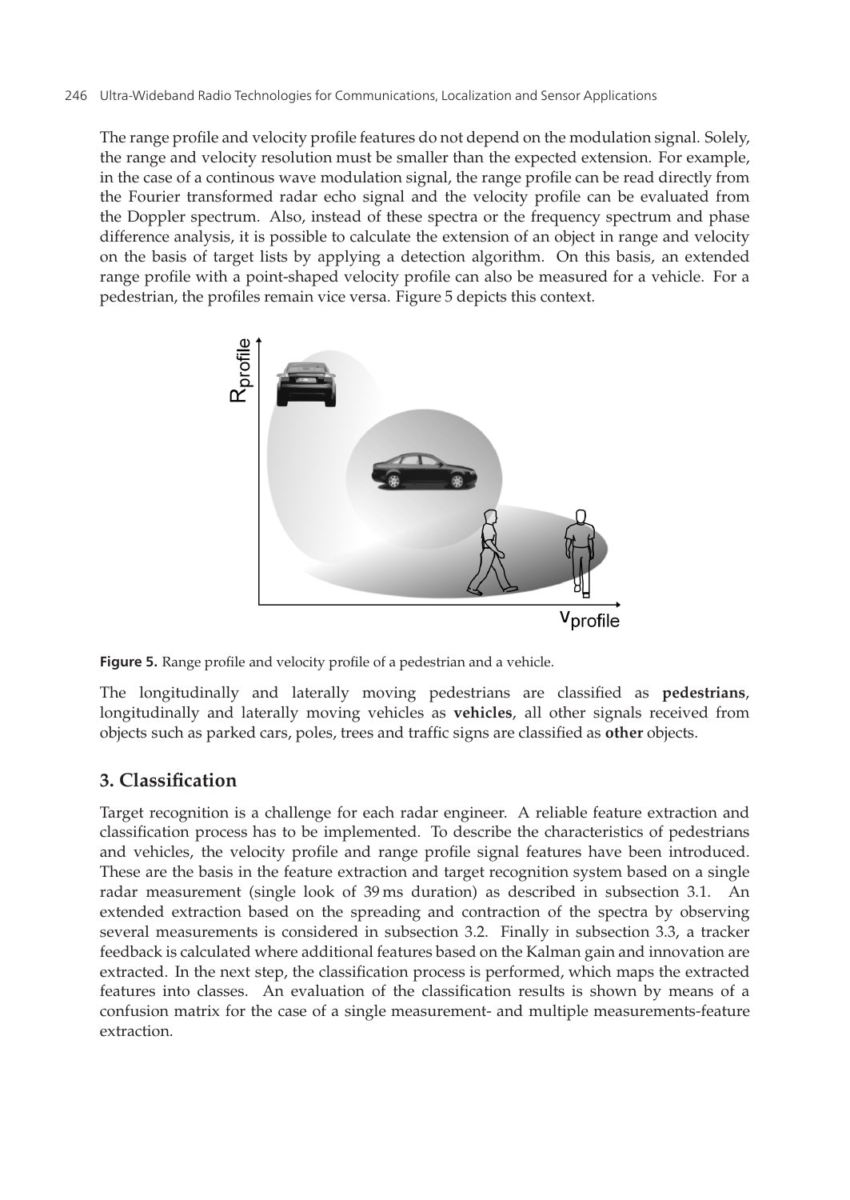The range profile and velocity profile features do not depend on the modulation signal. Solely, the range and velocity resolution must be smaller than the expected extension. For example, in the case of a continous wave modulation signal, the range profile can be read directly from the Fourier transformed radar echo signal and the velocity profile can be evaluated from the Doppler spectrum. Also, instead of these spectra or the frequency spectrum and phase difference analysis, it is possible to calculate the extension of an object in range and velocity on the basis of target lists by applying a detection algorithm. On this basis, an extended range profile with a point-shaped velocity profile can also be measured for a vehicle. For a pedestrian, the profiles remain vice versa. Figure 5 depicts this context.

**Figure 5.** Range profile and velocity profile of a pedestrian and a vehicle.

The longitudinally and laterally moving pedestrians are classified as **pedestrians**, longitudinally and laterally moving vehicles as **vehicles**, all other signals received from objects such as parked cars, poles, trees and traffic signs are classified as **other** objects.

## 3. Classification

Target recognition is a challenge for each radar engineer. A reliable feature extraction and classification process has to be implemented. To describe the characteristics of pedestrians and vehicles, the velocity profile and range profile signal features have been introduced. These are the basis in the feature extraction and target recognition system based on a single radar measurement (single look of 39 ms duration) as described in subsection 3.1. An extended extraction based on the spreading and contraction of the spectra by observing several measurements is considered in subsection 3.2. Finally in subsection 3.3, a tracker feedback is calculated where additional features based on the Kalman gain and innovation are extracted. In the next step, the classification process is performed, which maps the extracted features into classes. An evaluation of the classification results is shown by means of a confusion matrix for the case of a single measurement- and multiple measurements-feature extraction.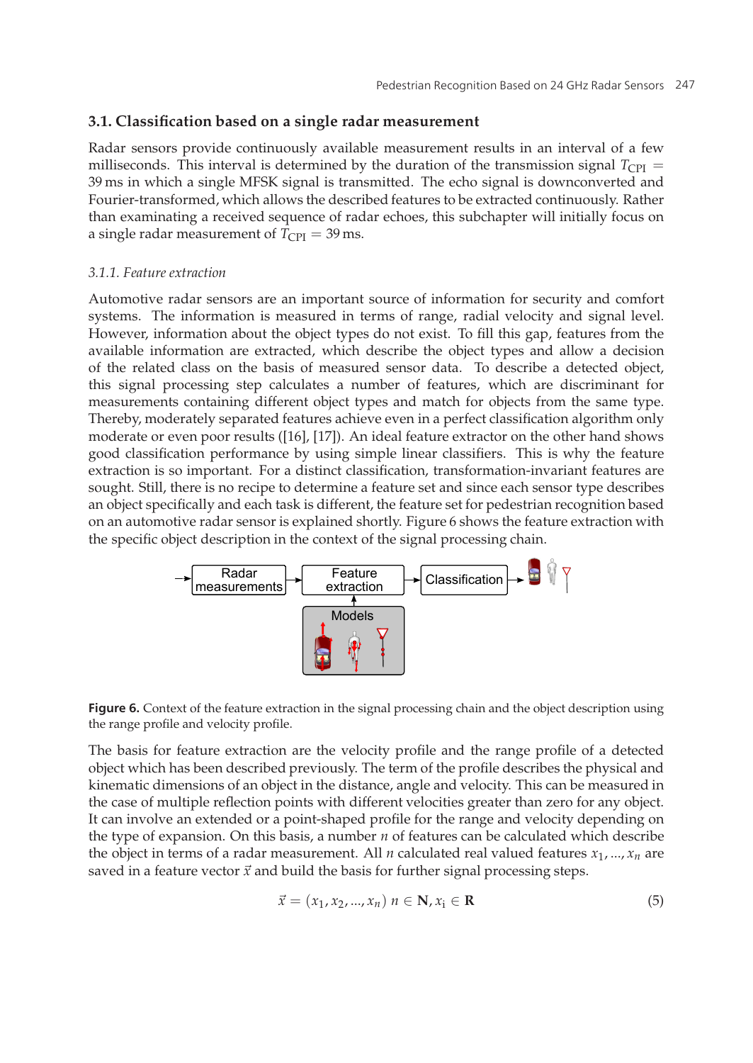### 3.1. Classification based on a single radar measurement

Radar sensors provide continuously available measurement results in an interval of a few milliseconds. This interval is determined by the duration of the transmission signal $T_{CPI} = 39\,\text{ms}$ in which a single MFSK signal is transmitted. The echo signal is downconverted and Fourier-transformed, which allows the described features to be extracted continuously. Rather than examinating a received sequence of radar echoes, this subchapter will initially focus on a single radar measurement of $T_{CPI} = 39\,\text{ms}$.

#### *3.1.1. Feature extraction*

Automotive radar sensors are an important source of information for security and comfort systems. The information is measured in terms of range, radial velocity and signal level. However, information about the object types do not exist. To fill this gap, features from the available information are extracted, which describe the object types and allow a decision of the related class on the basis of measured sensor data. To describe a detected object, this signal processing step calculates a number of features, which are discriminant for measurements containing different object types and match for objects from the same type. Thereby, moderately separated features achieve even in a perfect classification algorithm only moderate or even poor results ([16], [17]). An ideal feature extractor on the other hand shows good classification performance by using simple linear classifiers. This is why the feature extraction is so important. For a distinct classification, transformation-invariant features are sought. Still, there is no recipe to determine a feature set and since each sensor type describes an object specifically and each task is different, the feature set for pedestrian recognition based on an automotive radar sensor is explained shortly. Figure 6 shows the feature extraction with the specific object description in the context of the signal processing chain.

**Figure 6.** Context of the feature extraction in the signal processing chain and the object description using the range profile and velocity profile.

The basis for feature extraction are the velocity profile and the range profile of a detected object which has been described previously. The term of the profile describes the physical and kinematic dimensions of an object in the distance, angle and velocity. This can be measured in the case of multiple reflection points with different velocities greater than zero for any object. It can involve an extended or a point-shaped profile for the range and velocity depending on the type of expansion. On this basis, a number $n$ of features can be calculated which describe the object in terms of a radar measurement. All $n$ calculated real valued features $x_1, ..., x_n$ are saved in a feature vector $\vec{x}$ and build the basis for further signal processing steps.

$$\vec{x} = (x_1, x_2, ..., x_n) \; n \in \mathbf{N}, x_i \in \mathbf{R} \tag{5}$$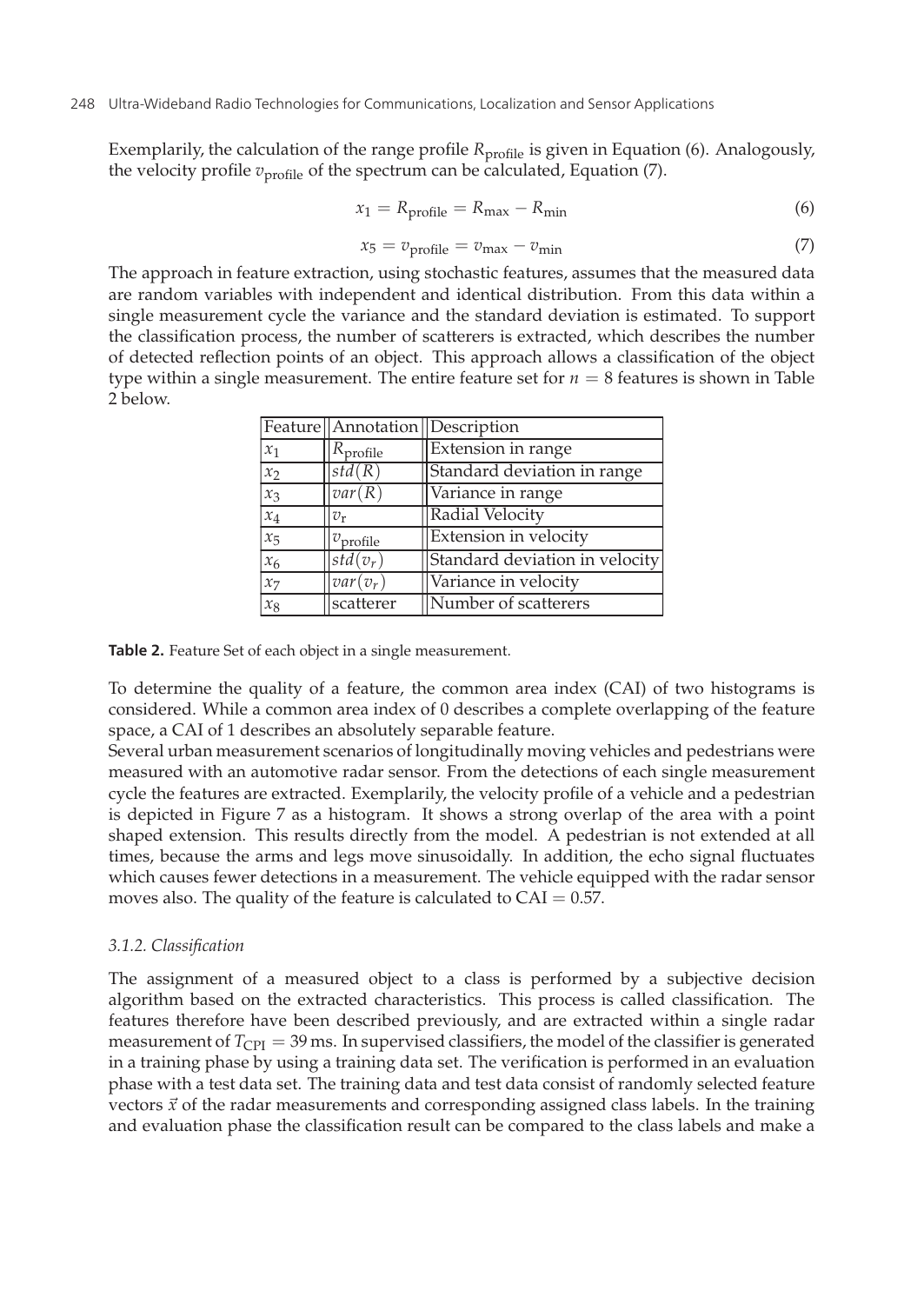Exemplarily, the calculation of the range profile $R_{\text{profile}}$ is given in Equation (6). Analogously, the velocity profile $v_{\text{profile}}$ of the spectrum can be calculated, Equation (7).

$$x_1 = R_{\text{profile}} = R_{\max} - R_{\min} \tag{6}$$

$$x_5 = v_{\text{profile}} = v_{\max} - v_{\min} \tag{7}$$

The approach in feature extraction, using stochastic features, assumes that the measured data are random variables with independent and identical distribution. From this data within a single measurement cycle the variance and the standard deviation is estimated. To support the classification process, the number of scatterers is extracted, which describes the number of detected reflection points of an object. This approach allows a classification of the object type within a single measurement. The entire feature set for $n = 8$ features is shown in Table 2 below.

| Feature | Annotation | Description |
|---|---|---|
| $x_1$ | $R_{\text{profile}}$ | Extension in range |
| $x_2$ | $std(R)$ | Standard deviation in range |
| $x_3$ | $var(R)$ | Variance in range |
| $x_4$ | $v_{\text{r}}$ | Radial Velocity |
| $x_5$ | $v_{\text{profile}}$ | Extension in velocity |
| $x_6$ | $std(v_r)$ | Standard deviation in velocity |
| $x_7$ | $var(v_r)$ | Variance in velocity |
| $x_8$ | scatterer | Number of scatterers |

**Table 2.** Feature Set of each object in a single measurement.

To determine the quality of a feature, the common area index (CAI) of two histograms is considered. While a common area index of 0 describes a complete overlapping of the feature space, a CAI of 1 describes an absolutely separable feature.

Several urban measurement scenarios of longitudinally moving vehicles and pedestrians were measured with an automotive radar sensor. From the detections of each single measurement cycle the features are extracted. Exemplarily, the velocity profile of a vehicle and a pedestrian is depicted in Figure 7 as a histogram. It shows a strong overlap of the area with a point shaped extension. This results directly from the model. A pedestrian is not extended at all times, because the arms and legs move sinusoidally. In addition, the echo signal fluctuates which causes fewer detections in a measurement. The vehicle equipped with the radar sensor moves also. The quality of the feature is calculated to $\text{CAI} = 0.57$.

### *3.1.2. Classification*

The assignment of a measured object to a class is performed by a subjective decision algorithm based on the extracted characteristics. This process is called classification. The features therefore have been described previously, and are extracted within a single radar measurement of $T_{\text{CPI}} = 39\,\text{ms}$. In supervised classifiers, the model of the classifier is generated in a training phase by using a training data set. The verification is performed in an evaluation phase with a test data set. The training data and test data consist of randomly selected feature vectors $\vec{x}$ of the radar measurements and corresponding assigned class labels. In the training and evaluation phase the classification result can be compared to the class labels and make a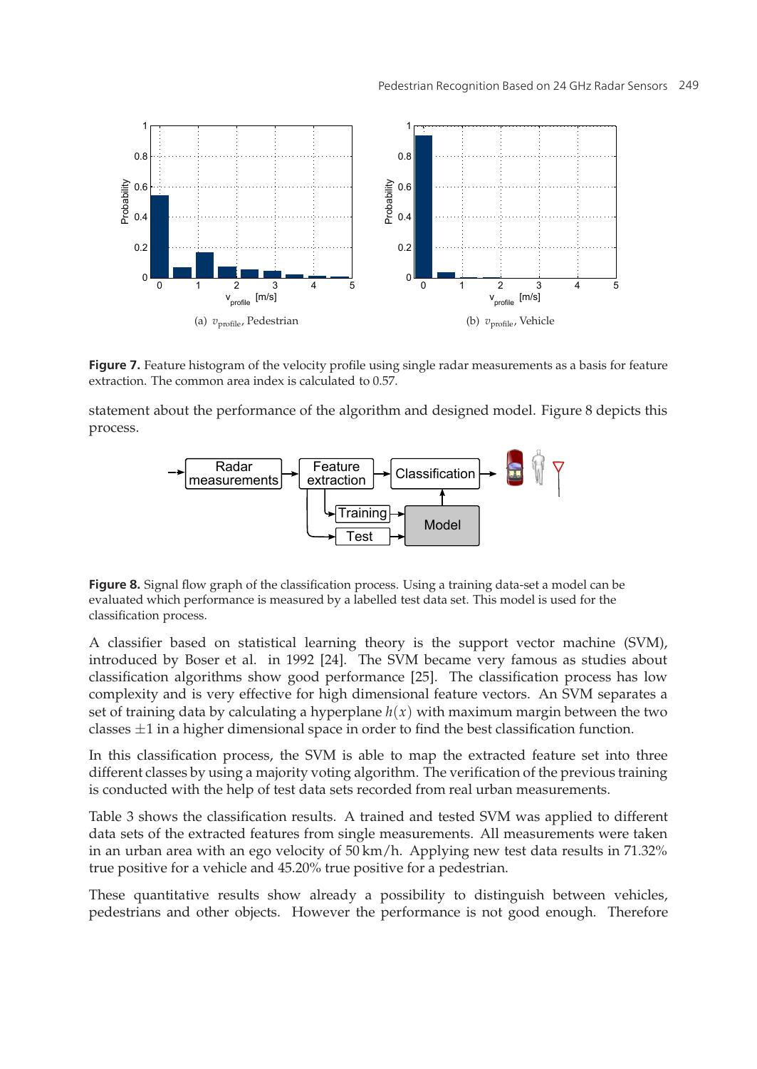(a) $v_{\text{profile}}$, Pedestrian

(b) $v_{\text{profile}}$, Vehicle

**Figure 7.** Feature histogram of the velocity profile using single radar measurements as a basis for feature extraction. The common area index is calculated to 0.57.

statement about the performance of the algorithm and designed model. Figure 8 depicts this process.

**Figure 8.** Signal flow graph of the classification process. Using a training data-set a model can be evaluated which performance is measured by a labelled test data set. This model is used for the classification process.

A classifier based on statistical learning theory is the support vector machine (SVM), introduced by Boser et al. in 1992 [24]. The SVM became very famous as studies about classification algorithms show good performance [25]. The classification process has low complexity and is very effective for high dimensional feature vectors. An SVM separates a set of training data by calculating a hyperplane $h(x)$ with maximum margin between the two classes $\pm 1$ in a higher dimensional space in order to find the best classification function.

In this classification process, the SVM is able to map the extracted feature set into three different classes by using a majority voting algorithm. The verification of the previous training is conducted with the help of test data sets recorded from real urban measurements.

Table 3 shows the classification results. A trained and tested SVM was applied to different data sets of the extracted features from single measurements. All measurements were taken in an urban area with an ego velocity of 50 km/h. Applying new test data results in 71.32% true positive for a vehicle and 45.20% true positive for a pedestrian.

These quantitative results show already a possibility to distinguish between vehicles, pedestrians and other objects. However the performance is not good enough. Therefore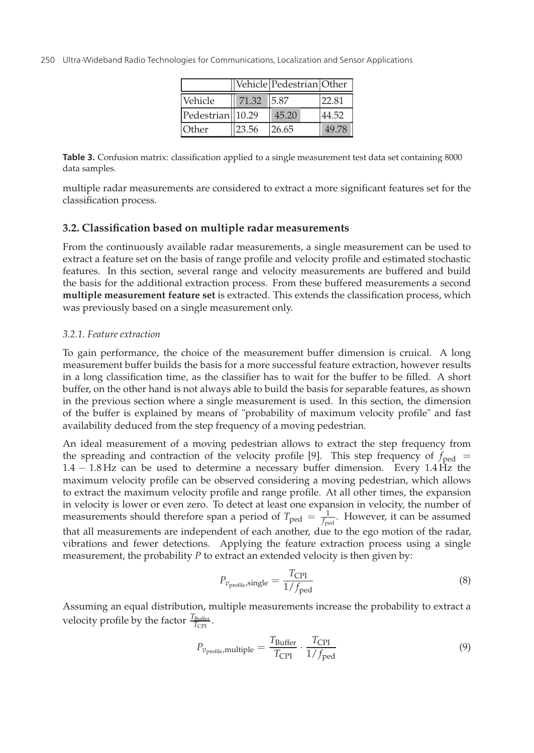| | Vehicle | Pedestrian | Other |
|---|---|---|---|
| Vehicle | 71.32 | 5.87 | 22.81 |
| Pedestrian | 10.29 | 45.20 | 44.52 |
| Other | 23.56 | 26.65 | 49.78 |

**Table 3.** Confusion matrix: classification applied to a single measurement test data set containing 8000 data samples.

multiple radar measurements are considered to extract a more significant features set for the classification process.

## 3.2. Classification based on multiple radar measurements

From the continuously available radar measurements, a single measurement can be used to extract a feature set on the basis of range profile and velocity profile and estimated stochastic features. In this section, several range and velocity measurements are buffered and build the basis for the additional extraction process. From these buffered measurements a second **multiple measurement feature set** is extracted. This extends the classification process, which was previously based on a single measurement only.

### *3.2.1. Feature extraction*

To gain performance, the choice of the measurement buffer dimension is cruical. A long measurement buffer builds the basis for a more successful feature extraction, however results in a long classification time, as the classifier has to wait for the buffer to be filled. A short buffer, on the other hand is not always able to build the basis for separable features, as shown in the previous section where a single measurement is used. In this section, the dimension of the buffer is explained by means of "probability of maximum velocity profile" and fast availability deduced from the step frequency of a moving pedestrian.

An ideal measurement of a moving pedestrian allows to extract the step frequency from the spreading and contraction of the velocity profile [9]. This step frequency of $f_{\text{ped}} = 1.4 - 1.8\,\text{Hz}$ can be used to determine a necessary buffer dimension. Every 1.4 Hz the maximum velocity profile can be observed considering a moving pedestrian, which allows to extract the maximum velocity profile and range profile. At all other times, the expansion in velocity is lower or even zero. To detect at least one expansion in velocity, the number of measurements should therefore span a period of $T_{\text{ped}} = \frac{1}{f_{\text{ped}}}$. However, it can be assumed that all measurements are independent of each another, due to the ego motion of the radar, vibrations and fewer detections. Applying the feature extraction process using a single measurement, the probability $P$ to extract an extended velocity is then given by:

$$P_{v_{\text{profile}},\text{single}} = \frac{T_{\text{CPI}}}{1/f_{\text{ped}}} \tag{8}$$

Assuming an equal distribution, multiple measurements increase the probability to extract a velocity profile by the factor $\frac{T_{\text{Buffer}}}{T_{\text{CPI}}}$.

$$P_{v_{\text{profile}},\text{multiple}} = \frac{T_{\text{Buffer}}}{T_{\text{CPI}}} \cdot \frac{T_{\text{CPI}}}{1/f_{\text{ped}}} \tag{9}$$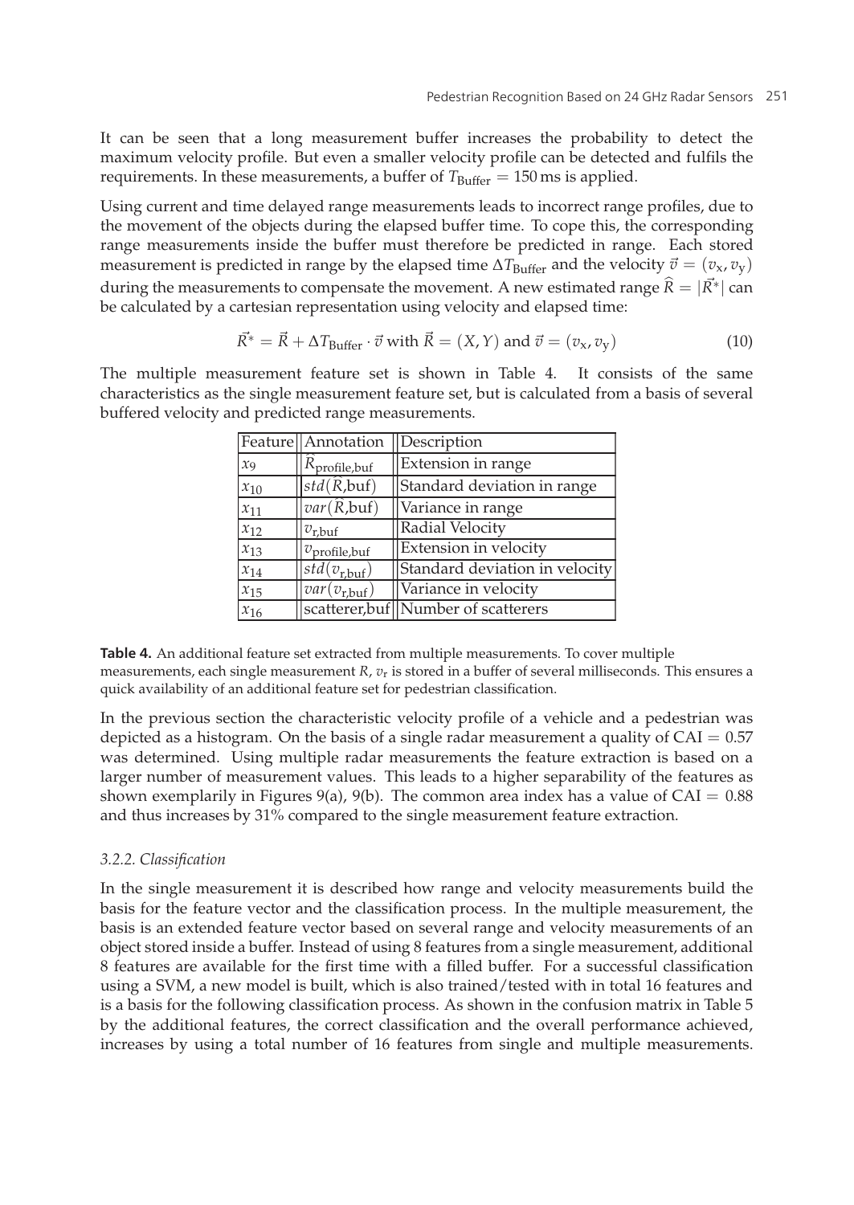It can be seen that a long measurement buffer increases the probability to detect the maximum velocity profile. But even a smaller velocity profile can be detected and fulfils the requirements. In these measurements, a buffer of $T_{\text{Buffer}} = 150\,\text{ms}$ is applied.

Using current and time delayed range measurements leads to incorrect range profiles, due to the movement of the objects during the elapsed buffer time. To cope this, the corresponding range measurements inside the buffer must therefore be predicted in range. Each stored measurement is predicted in range by the elapsed time $\Delta T_{\text{Buffer}}$ and the velocity $\vec{v} = (v_x, v_y)$ during the measurements to compensate the movement. A new estimated range $\widehat{R} = |\vec{R}^*|$ can be calculated by a cartesian representation using velocity and elapsed time:

$$\vec{R}^* = \vec{R} + \Delta T_{\text{Buffer}} \cdot \vec{v} \text{ with } \vec{R} = (X, Y) \text{ and } \vec{v} = (v_x, v_y) \tag{10}$$

The multiple measurement feature set is shown in Table 4. It consists of the same characteristics as the single measurement feature set, but is calculated from a basis of several buffered velocity and predicted range measurements.

| Feature | Annotation | Description |
|---|---|---|
| $x_9$ | $\widehat{R}_{\text{profile,buf}}$ | Extension in range |
| $x_{10}$ | $std(\widehat{R},\text{buf})$ | Standard deviation in range |
| $x_{11}$ | $var(\widehat{R},\text{buf})$ | Variance in range |
| $x_{12}$ | $v_{\text{r,buf}}$ | Radial Velocity |
| $x_{13}$ | $v_{\text{profile,buf}}$ | Extension in velocity |
| $x_{14}$ | $std(v_{\text{r,buf}})$ | Standard deviation in velocity |
| $x_{15}$ | $var(v_{\text{r,buf}})$ | Variance in velocity |
| $x_{16}$ | scatterer,buf | Number of scatterers |

**Table 4.** An additional feature set extracted from multiple measurements. To cover multiple measurements, each single measurement $R$, $v_r$ is stored in a buffer of several milliseconds. This ensures a quick availability of an additional feature set for pedestrian classification.

In the previous section the characteristic velocity profile of a vehicle and a pedestrian was depicted as a histogram. On the basis of a single radar measurement a quality of $\text{CAI} = 0.57$ was determined. Using multiple radar measurements the feature extraction is based on a larger number of measurement values. This leads to a higher separability of the features as shown exemplarily in Figures 9(a), 9(b). The common area index has a value of $\text{CAI} = 0.88$ and thus increases by 31% compared to the single measurement feature extraction.

### *3.2.2. Classification*

In the single measurement it is described how range and velocity measurements build the basis for the feature vector and the classification process. In the multiple measurement, the basis is an extended feature vector based on several range and velocity measurements of an object stored inside a buffer. Instead of using 8 features from a single measurement, additional 8 features are available for the first time with a filled buffer. For a successful classification using a SVM, a new model is built, which is also trained/tested with in total 16 features and is a basis for the following classification process. As shown in the confusion matrix in Table 5 by the additional features, the correct classification and the overall performance achieved, increases by using a total number of 16 features from single and multiple measurements.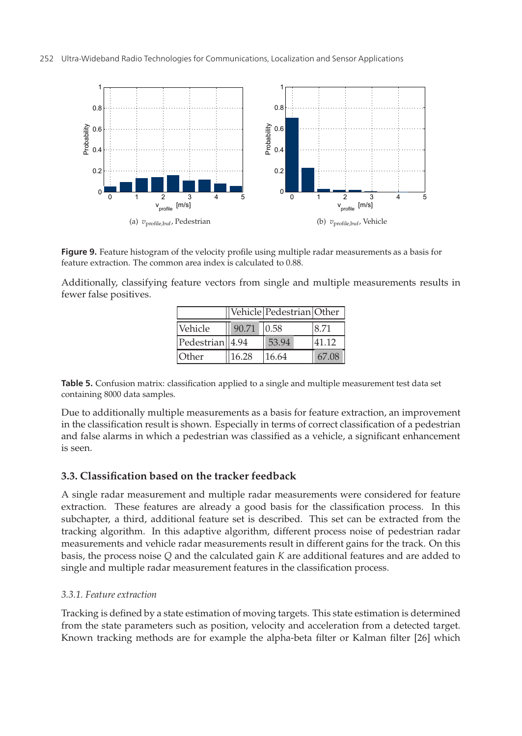(a) $v_{\text{profile,buf}}$, Pedestrian

(b) $v_{\text{profile,buf}}$, Vehicle

**Figure 9.** Feature histogram of the velocity profile using multiple radar measurements as a basis for feature extraction. The common area index is calculated to 0.88.

Additionally, classifying feature vectors from single and multiple measurements results in fewer false positives.

| | Vehicle | Pedestrian | Other |
|---|---|---|---|
| Vehicle | 90.71 | 0.58 | 8.71 |
| Pedestrian | 4.94 | 53.94 | 41.12 |
| Other | 16.28 | 16.64 | 67.08 |

**Table 5.** Confusion matrix: classification applied to a single and multiple measurement test data set containing 8000 data samples.

Due to additionally multiple measurements as a basis for feature extraction, an improvement in the classification result is shown. Especially in terms of correct classification of a pedestrian and false alarms in which a pedestrian was classified as a vehicle, a significant enhancement is seen.

### 3.3. Classification based on the tracker feedback

A single radar measurement and multiple radar measurements were considered for feature extraction. These features are already a good basis for the classification process. In this subchapter, a third, additional feature set is described. This set can be extracted from the tracking algorithm. In this adaptive algorithm, different process noise of pedestrian radar measurements and vehicle radar measurements result in different gains for the track. On this basis, the process noise $Q$ and the calculated gain $K$ are additional features and are added to single and multiple radar measurement features in the classification process.

#### *3.3.1. Feature extraction*

Tracking is defined by a state estimation of moving targets. This state estimation is determined from the state parameters such as position, velocity and acceleration from a detected target. Known tracking methods are for example the alpha-beta filter or Kalman filter [26] which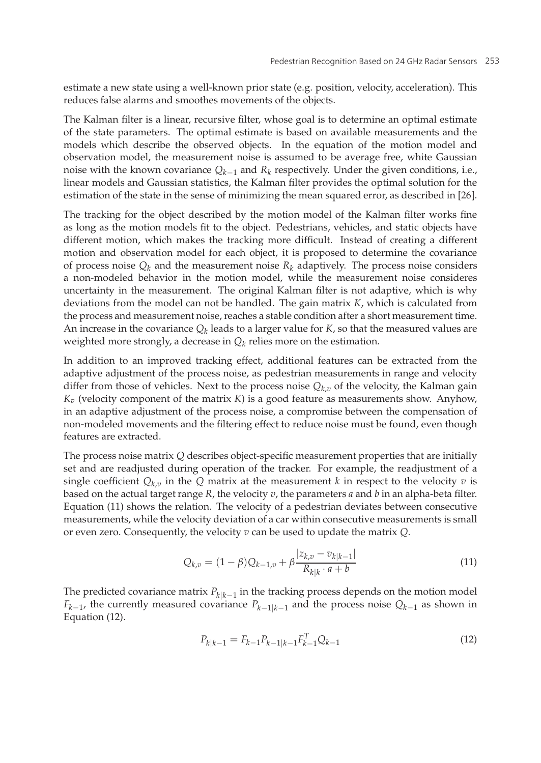estimate a new state using a well-known prior state (e.g. position, velocity, acceleration). This reduces false alarms and smoothes movements of the objects.

The Kalman filter is a linear, recursive filter, whose goal is to determine an optimal estimate of the state parameters. The optimal estimate is based on available measurements and the models which describe the observed objects. In the equation of the motion model and observation model, the measurement noise is assumed to be average free, white Gaussian noise with the known covariance $Q_{k-1}$ and $R_k$ respectively. Under the given conditions, i.e., linear models and Gaussian statistics, the Kalman filter provides the optimal solution for the estimation of the state in the sense of minimizing the mean squared error, as described in [26].

The tracking for the object described by the motion model of the Kalman filter works fine as long as the motion models fit to the object. Pedestrians, vehicles, and static objects have different motion, which makes the tracking more difficult. Instead of creating a different motion and observation model for each object, it is proposed to determine the covariance of process noise $Q_k$ and the measurement noise $R_k$ adaptively. The process noise considers a non-modeled behavior in the motion model, while the measurement noise consideres uncertainty in the measurement. The original Kalman filter is not adaptive, which is why deviations from the model can not be handled. The gain matrix $K$, which is calculated from the process and measurement noise, reaches a stable condition after a short measurement time. An increase in the covariance $Q_k$ leads to a larger value for $K$, so that the measured values are weighted more strongly, a decrease in $Q_k$ relies more on the estimation.

In addition to an improved tracking effect, additional features can be extracted from the adaptive adjustment of the process noise, as pedestrian measurements in range and velocity differ from those of vehicles. Next to the process noise $Q_{k,v}$ of the velocity, the Kalman gain $K_v$ (velocity component of the matrix $K$) is a good feature as measurements show. Anyhow, in an adaptive adjustment of the process noise, a compromise between the compensation of non-modeled movements and the filtering effect to reduce noise must be found, even though features are extracted.

The process noise matrix $Q$ describes object-specific measurement properties that are initially set and are readjusted during operation of the tracker. For example, the readjustment of a single coefficient $Q_{k,v}$ in the $Q$ matrix at the measurement $k$ in respect to the velocity $v$ is based on the actual target range $R$, the velocity $v$, the parameters $a$ and $b$ in an alpha-beta filter. Equation (11) shows the relation. The velocity of a pedestrian deviates between consecutive measurements, while the velocity deviation of a car within consecutive measurements is small or even zero. Consequently, the velocity $v$ can be used to update the matrix $Q$.

$$Q_{k,v} = (1-\beta)Q_{k-1,v} + \beta \frac{|z_{k,v} - v_{k|k-1}|}{R_{k|k} \cdot a + b} \tag{11}$$

The predicted covariance matrix $P_{k|k-1}$ in the tracking process depends on the motion model $F_{k-1}$, the currently measured covariance $P_{k-1|k-1}$ and the process noise $Q_{k-1}$ as shown in Equation (12).

$$P_{k|k-1} = F_{k-1} P_{k-1|k-1} F_{k-1}^T Q_{k-1} \tag{12}$$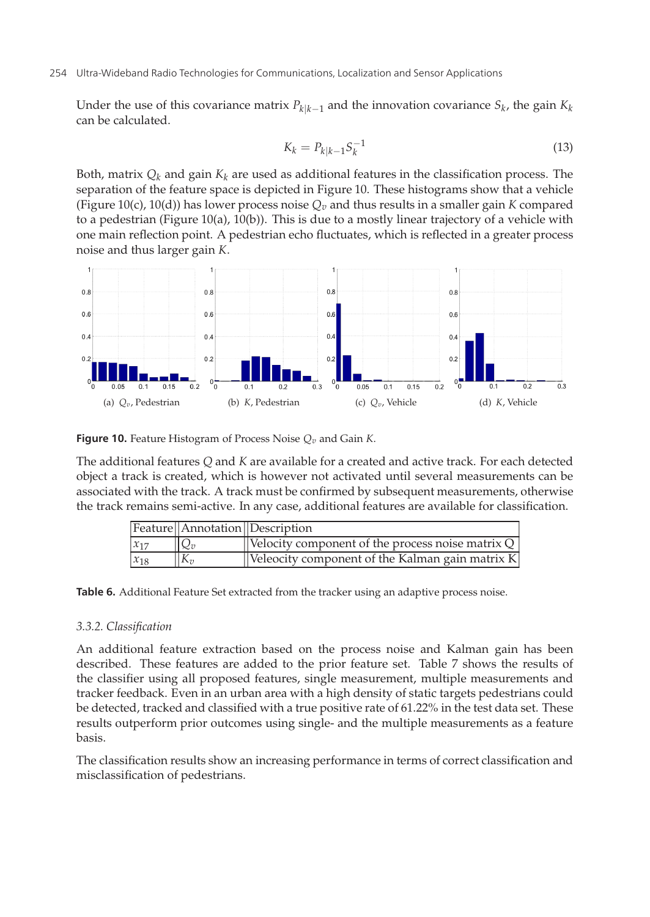Under the use of this covariance matrix $P_{k|k-1}$ and the innovation covariance $S_k$, the gain $K_k$ can be calculated.

$$K_k = P_{k|k-1} S_k^{-1} \tag{13}$$

Both, matrix $Q_k$ and gain $K_k$ are used as additional features in the classification process. The separation of the feature space is depicted in Figure 10. These histograms show that a vehicle (Figure 10(c), 10(d)) has lower process noise $Q_v$ and thus results in a smaller gain $K$ compared to a pedestrian (Figure 10(a), 10(b)). This is due to a mostly linear trajectory of a vehicle with one main reflection point. A pedestrian echo fluctuates, which is reflected in a greater process noise and thus larger gain $K$.

(a) $Q_v$, Pedestrian (b) $K$, Pedestrian (c) $Q_v$, Vehicle (d) $K$, Vehicle

**Figure 10.** Feature Histogram of Process Noise $Q_v$ and Gain $K$.

The additional features $Q$ and $K$ are available for a created and active track. For each detected object a track is created, which is however not activated until several measurements can be associated with the track. A track must be confirmed by subsequent measurements, otherwise the track remains semi-active. In any case, additional features are available for classification.

| Feature | Annotation | Description |
|---|---|---|
| $x_{17}$ | $Q_v$ | Velocity component of the process noise matrix Q |
| $x_{18}$ | $K_v$ | Veleocity component of the Kalman gain matrix K |

**Table 6.** Additional Feature Set extracted from the tracker using an adaptive process noise.

### 3.3.2. Classification

An additional feature extraction based on the process noise and Kalman gain has been described. These features are added to the prior feature set. Table 7 shows the results of the classifier using all proposed features, single measurement, multiple measurements and tracker feedback. Even in an urban area with a high density of static targets pedestrians could be detected, tracked and classified with a true positive rate of 61.22% in the test data set. These results outperform prior outcomes using single- and the multiple measurements as a feature basis.

The classification results show an increasing performance in terms of correct classification and misclassification of pedestrians.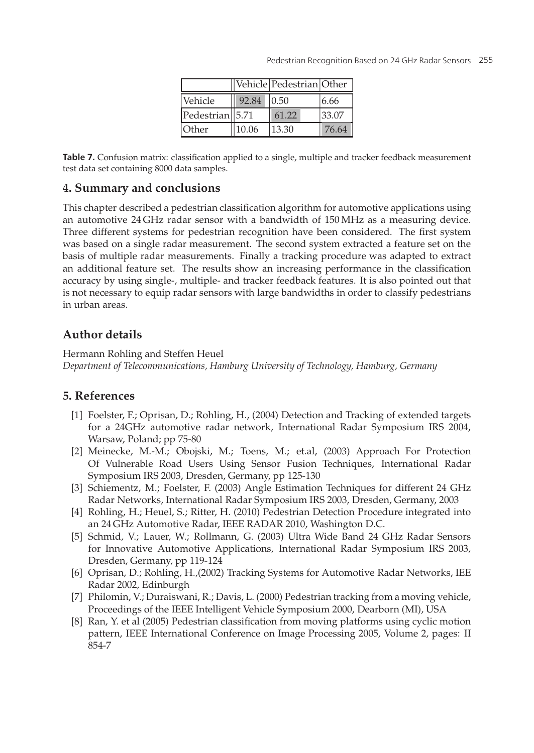| | Vehicle | Pedestrian | Other |
|---|---|---|---|
| Vehicle | 92.84 | 0.50 | 6.66 |
| Pedestrian | 5.71 | 61.22 | 33.07 |
| Other | 10.06 | 13.30 | 76.64 |

**Table 7.** Confusion matrix: classification applied to a single, multiple and tracker feedback measurement test data set containing 8000 data samples.

## 4. Summary and conclusions

This chapter described a pedestrian classification algorithm for automotive applications using an automotive 24 GHz radar sensor with a bandwidth of 150 MHz as a measuring device. Three different systems for pedestrian recognition have been considered. The first system was based on a single radar measurement. The second system extracted a feature set on the basis of multiple radar measurements. Finally a tracking procedure was adapted to extract an additional feature set. The results show an increasing performance in the classification accuracy by using single-, multiple- and tracker feedback features. It is also pointed out that is not necessary to equip radar sensors with large bandwidths in order to classify pedestrians in urban areas.

## Author details

Hermann Rohling and Steffen Heuel
*Department of Telecommunications, Hamburg University of Technology, Hamburg, Germany*

## 5. References

[1] Foelster, F.; Oprisan, D.; Rohling, H., (2004) Detection and Tracking of extended targets for a 24GHz automotive radar network, International Radar Symposium IRS 2004, Warsaw, Poland; pp 75-80

[2] Meinecke, M.-M.; Obojski, M.; Toens, M.; et.al, (2003) Approach For Protection Of Vulnerable Road Users Using Sensor Fusion Techniques, International Radar Symposium IRS 2003, Dresden, Germany, pp 125-130

[3] Schiementz, M.; Foelster, F. (2003) Angle Estimation Techniques for different 24 GHz Radar Networks, International Radar Symposium IRS 2003, Dresden, Germany, 2003

[4] Rohling, H.; Heuel, S.; Ritter, H. (2010) Pedestrian Detection Procedure integrated into an 24 GHz Automotive Radar, IEEE RADAR 2010, Washington D.C.

[5] Schmid, V.; Lauer, W.; Rollmann, G. (2003) Ultra Wide Band 24 GHz Radar Sensors for Innovative Automotive Applications, International Radar Symposium IRS 2003, Dresden, Germany, pp 119-124

[6] Oprisan, D.; Rohling, H.,(2002) Tracking Systems for Automotive Radar Networks, IEE Radar 2002, Edinburgh

[7] Philomin, V.; Duraiswani, R.; Davis, L. (2000) Pedestrian tracking from a moving vehicle, Proceedings of the IEEE Intelligent Vehicle Symposium 2000, Dearborn (MI), USA

[8] Ran, Y. et al (2005) Pedestrian classification from moving platforms using cyclic motion pattern, IEEE International Conference on Image Processing 2005, Volume 2, pages: II 854-7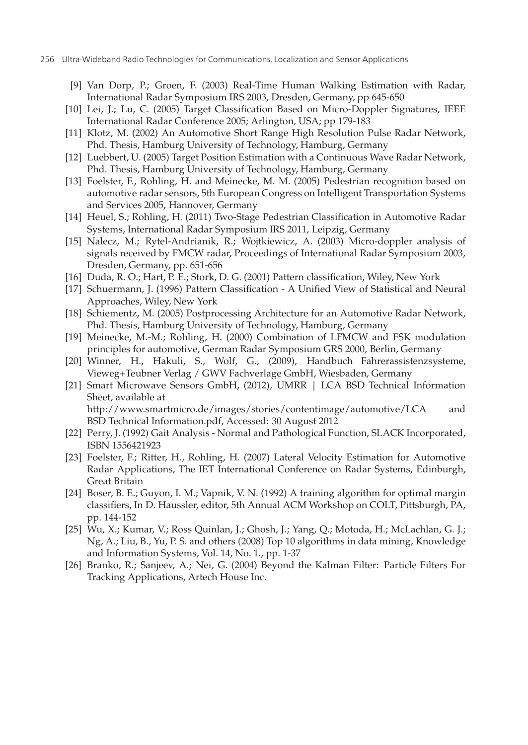[9] Van Dorp, P.; Groen, F. (2003) Real-Time Human Walking Estimation with Radar, International Radar Symposium IRS 2003, Dresden, Germany, pp 645-650

[10] Lei, J.; Lu, C. (2005) Target Classification Based on Micro-Doppler Signatures, IEEE International Radar Conference 2005; Arlington, USA; pp 179-183

[11] Klotz, M. (2002) An Automotive Short Range High Resolution Pulse Radar Network, Phd. Thesis, Hamburg University of Technology, Hamburg, Germany

[12] Luebbert, U. (2005) Target Position Estimation with a Continuous Wave Radar Network, Phd. Thesis, Hamburg University of Technology, Hamburg, Germany

[13] Foelster, F., Rohling, H. and Meinecke, M. M. (2005) Pedestrian recognition based on automotive radar sensors, 5th European Congress on Intelligent Transportation Systems and Services 2005, Hannover, Germany

[14] Heuel, S.; Rohling, H. (2011) Two-Stage Pedestrian Classification in Automotive Radar Systems, International Radar Symposium IRS 2011, Leipzig, Germany

[15] Nalecz, M.; Rytel-Andrianik, R.; Wojtkiewicz, A. (2003) Micro-doppler analysis of signals received by FMCW radar, Proceedings of International Radar Symposium 2003, Dresden, Germany, pp. 651-656

[16] Duda, R. O.; Hart, P. E.; Stork, D. G. (2001) Pattern classification, Wiley, New York

[17] Schuermann, J. (1996) Pattern Classification - A Unified View of Statistical and Neural Approaches, Wiley, New York

[18] Schiementz, M. (2005) Postprocessing Architecture for an Automotive Radar Network, Phd. Thesis, Hamburg University of Technology, Hamburg, Germany

[19] Meinecke, M.-M.; Rohling, H. (2000) Combination of LFMCW and FSK modulation principles for automotive, German Radar Symposium GRS 2000, Berlin, Germany

[20] Winner, H., Hakuli, S., Wolf, G., (2009), Handbuch Fahrerassistenzsysteme, Vieweg+Teubner Verlag / GWV Fachverlage GmbH, Wiesbaden, Germany

[21] Smart Microwave Sensors GmbH, (2012), UMRR | LCA BSD Technical Information Sheet, available at http://www.smartmicro.de/images/stories/contentimage/automotive/LCA and BSD Technical Information.pdf, Accessed: 30 August 2012

[22] Perry, J. (1992) Gait Analysis - Normal and Pathological Function, SLACK Incorporated, ISBN 1556421923

[23] Foelster, F.; Ritter, H., Rohling, H. (2007) Lateral Velocity Estimation for Automotive Radar Applications, The IET International Conference on Radar Systems, Edinburgh, Great Britain

[24] Boser, B. E.; Guyon, I. M.; Vapnik, V. N. (1992) A training algorithm for optimal margin classifiers, In D. Haussler, editor, 5th Annual ACM Workshop on COLT, Pittsburgh, PA, pp. 144-152

[25] Wu, X.; Kumar, V.; Ross Quinlan, J.; Ghosh, J.; Yang, Q.; Motoda, H.; McLachlan, G. J.; Ng, A.; Liu, B., Yu, P. S. and others (2008) Top 10 algorithms in data mining, Knowledge and Information Systems, Vol. 14, No. 1., pp. 1-37

[26] Branko, R.; Sanjeev, A.; Nei, G. (2004) Beyond the Kalman Filter: Particle Filters For Tracking Applications, Artech House Inc.